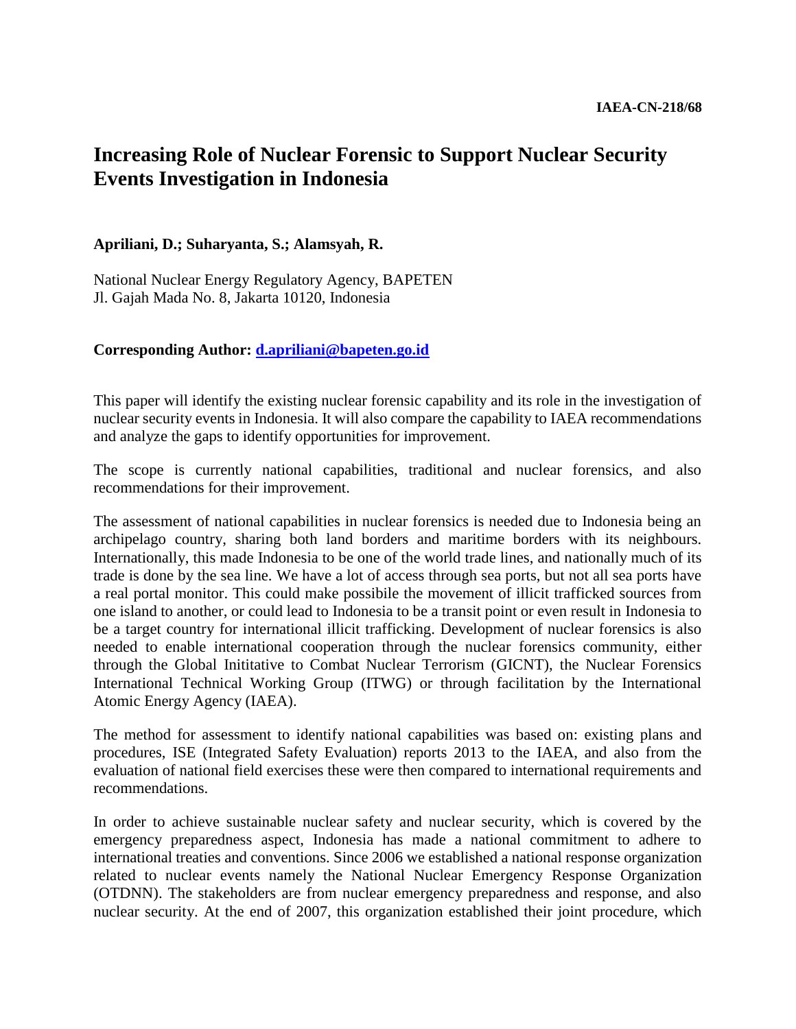**IAEA-CN-218/68**

# Increasing Role of Nuclear Forensic to Support Nuclear Security Events Investigation in Indonesia

**Apriliani, D.; Suharyanta, S.; Alamsyah, R.**

National Nuclear Energy Regulatory Agency, BAPETEN
Jl. Gajah Mada No. 8, Jakarta 10120, Indonesia

**Corresponding Author: d.apriliani@bapeten.go.id**

This paper will identify the existing nuclear forensic capability and its role in the investigation of nuclear security events in Indonesia. It will also compare the capability to IAEA recommendations and analyze the gaps to identify opportunities for improvement.

The scope is currently national capabilities, traditional and nuclear forensics, and also recommendations for their improvement.

The assessment of national capabilities in nuclear forensics is needed due to Indonesia being an archipelago country, sharing both land borders and maritime borders with its neighbours. Internationally, this made Indonesia to be one of the world trade lines, and nationally much of its trade is done by the sea line. We have a lot of access through sea ports, but not all sea ports have a real portal monitor. This could make possibile the movement of illicit trafficked sources from one island to another, or could lead to Indonesia to be a transit point or even result in Indonesia to be a target country for international illicit trafficking. Development of nuclear forensics is also needed to enable international cooperation through the nuclear forensics community, either through the Global Inititative to Combat Nuclear Terrorism (GICNT), the Nuclear Forensics International Technical Working Group (ITWG) or through facilitation by the International Atomic Energy Agency (IAEA).

The method for assessment to identify national capabilities was based on: existing plans and procedures, ISE (Integrated Safety Evaluation) reports 2013 to the IAEA, and also from the evaluation of national field exercises these were then compared to international requirements and recommendations.

In order to achieve sustainable nuclear safety and nuclear security, which is covered by the emergency preparedness aspect, Indonesia has made a national commitment to adhere to international treaties and conventions. Since 2006 we established a national response organization related to nuclear events namely the National Nuclear Emergency Response Organization (OTDNN). The stakeholders are from nuclear emergency preparedness and response, and also nuclear security. At the end of 2007, this organization established their joint procedure, which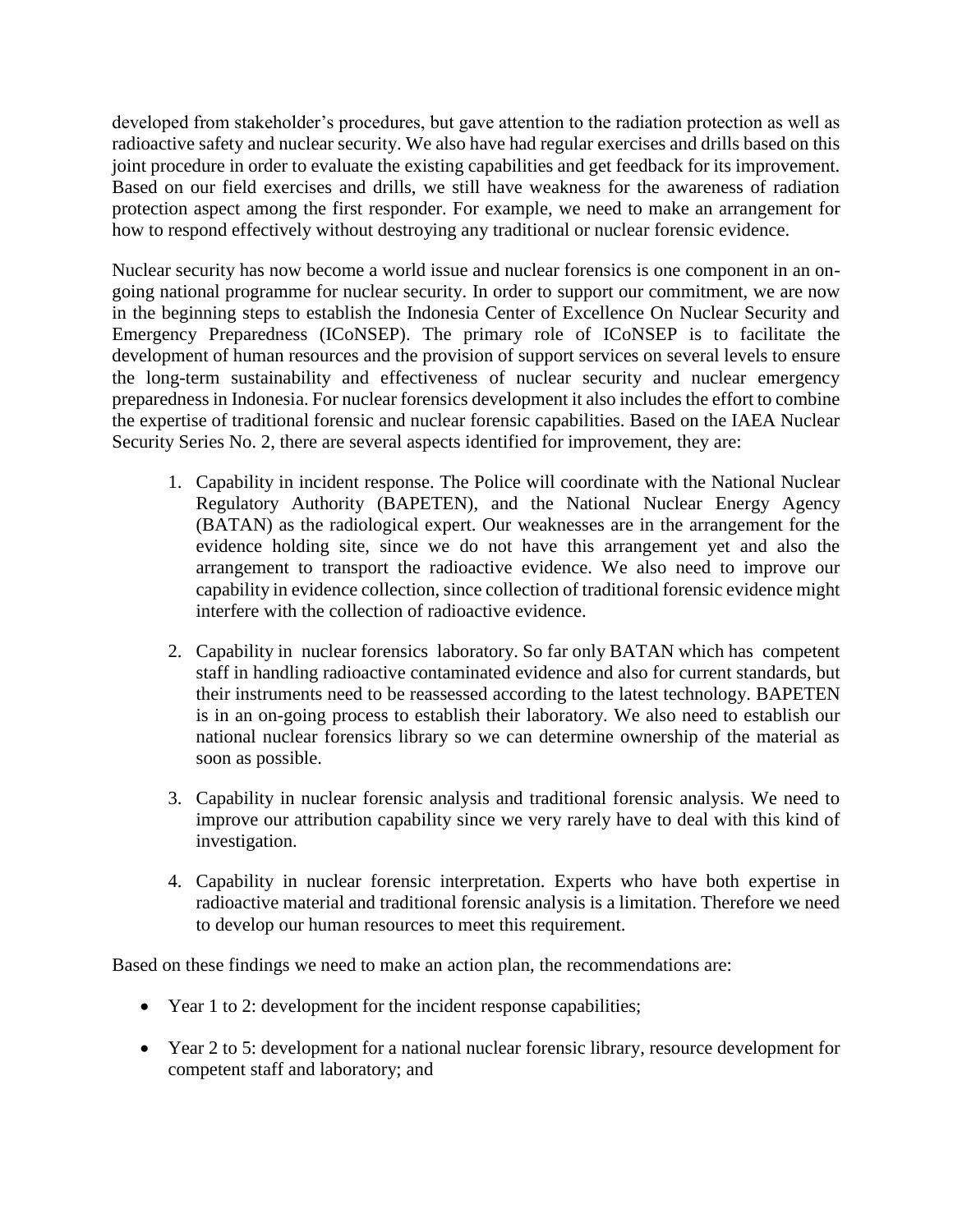developed from stakeholder's procedures, but gave attention to the radiation protection as well as radioactive safety and nuclear security. We also have had regular exercises and drills based on this joint procedure in order to evaluate the existing capabilities and get feedback for its improvement. Based on our field exercises and drills, we still have weakness for the awareness of radiation protection aspect among the first responder. For example, we need to make an arrangement for how to respond effectively without destroying any traditional or nuclear forensic evidence.

Nuclear security has now become a world issue and nuclear forensics is one component in an on-going national programme for nuclear security. In order to support our commitment, we are now in the beginning steps to establish the Indonesia Center of Excellence On Nuclear Security and Emergency Preparedness (ICoNSEP). The primary role of ICoNSEP is to facilitate the development of human resources and the provision of support services on several levels to ensure the long-term sustainability and effectiveness of nuclear security and nuclear emergency preparedness in Indonesia. For nuclear forensics development it also includes the effort to combine the expertise of traditional forensic and nuclear forensic capabilities. Based on the IAEA Nuclear Security Series No. 2, there are several aspects identified for improvement, they are:

1. Capability in incident response. The Police will coordinate with the National Nuclear Regulatory Authority (BAPETEN), and the National Nuclear Energy Agency (BATAN) as the radiological expert. Our weaknesses are in the arrangement for the evidence holding site, since we do not have this arrangement yet and also the arrangement to transport the radioactive evidence. We also need to improve our capability in evidence collection, since collection of traditional forensic evidence might interfere with the collection of radioactive evidence.

2. Capability in nuclear forensics laboratory. So far only BATAN which has competent staff in handling radioactive contaminated evidence and also for current standards, but their instruments need to be reassessed according to the latest technology. BAPETEN is in an on-going process to establish their laboratory. We also need to establish our national nuclear forensics library so we can determine ownership of the material as soon as possible.

3. Capability in nuclear forensic analysis and traditional forensic analysis. We need to improve our attribution capability since we very rarely have to deal with this kind of investigation.

4. Capability in nuclear forensic interpretation. Experts who have both expertise in radioactive material and traditional forensic analysis is a limitation. Therefore we need to develop our human resources to meet this requirement.

Based on these findings we need to make an action plan, the recommendations are:

- Year 1 to 2: development for the incident response capabilities;

- Year 2 to 5: development for a national nuclear forensic library, resource development for competent staff and laboratory; and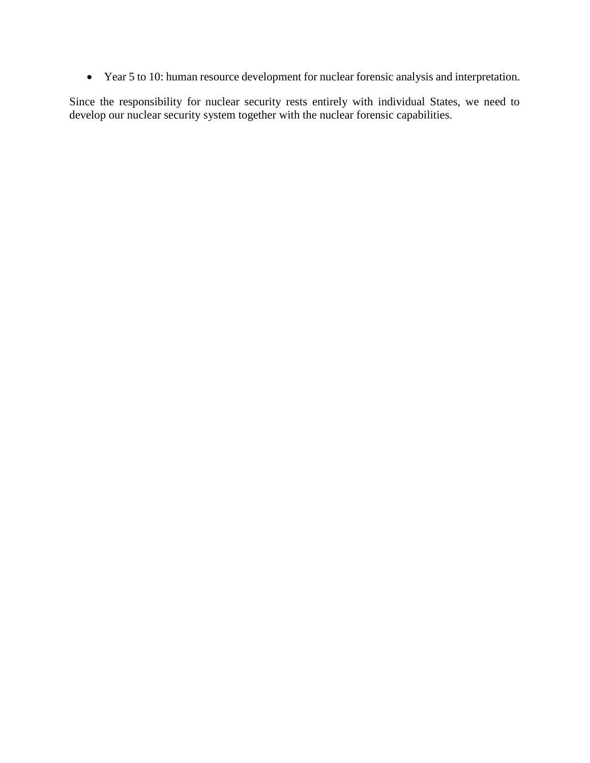- Year 5 to 10: human resource development for nuclear forensic analysis and interpretation.

Since the responsibility for nuclear security rests entirely with individual States, we need to develop our nuclear security system together with the nuclear forensic capabilities.